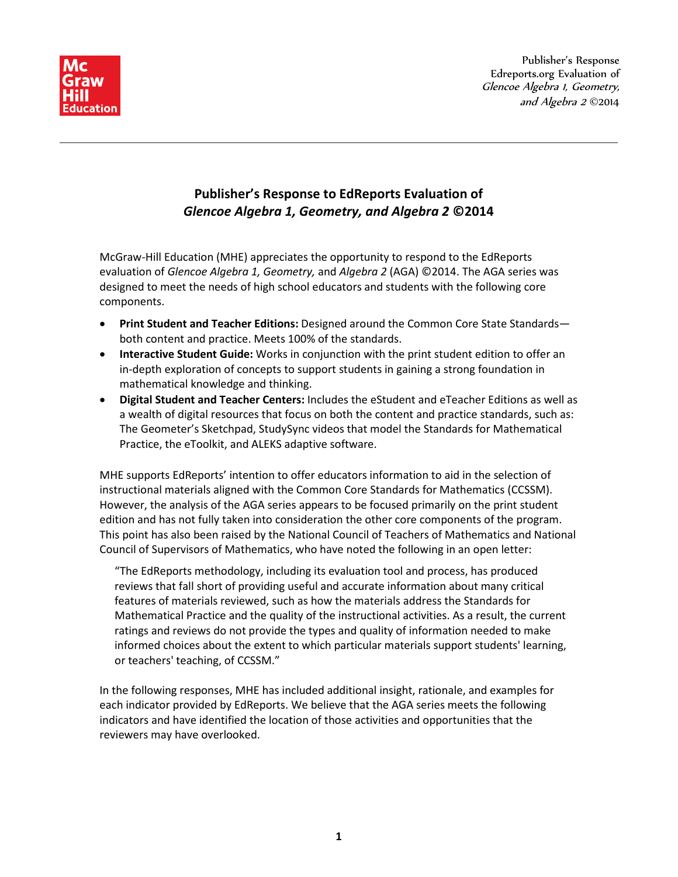# Publisher's Response to EdReports Evaluation of *Glencoe Algebra 1, Geometry, and Algebra 2* ©2014

McGraw-Hill Education (MHE) appreciates the opportunity to respond to the EdReports evaluation of *Glencoe Algebra 1, Geometry,* and *Algebra 2* (AGA) ©2014. The AGA series was designed to meet the needs of high school educators and students with the following core components.

- **Print Student and Teacher Editions:** Designed around the Common Core State Standards—both content and practice. Meets 100% of the standards.
- **Interactive Student Guide:** Works in conjunction with the print student edition to offer an in-depth exploration of concepts to support students in gaining a strong foundation in mathematical knowledge and thinking.
- **Digital Student and Teacher Centers:** Includes the eStudent and eTeacher Editions as well as a wealth of digital resources that focus on both the content and practice standards, such as: The Geometer's Sketchpad, StudySync videos that model the Standards for Mathematical Practice, the eToolkit, and ALEKS adaptive software.

MHE supports EdReports' intention to offer educators information to aid in the selection of instructional materials aligned with the Common Core Standards for Mathematics (CCSSM). However, the analysis of the AGA series appears to be focused primarily on the print student edition and has not fully taken into consideration the other core components of the program. This point has also been raised by the National Council of Teachers of Mathematics and National Council of Supervisors of Mathematics, who have noted the following in an open letter:

> "The EdReports methodology, including its evaluation tool and process, has produced reviews that fall short of providing useful and accurate information about many critical features of materials reviewed, such as how the materials address the Standards for Mathematical Practice and the quality of the instructional activities. As a result, the current ratings and reviews do not provide the types and quality of information needed to make informed choices about the extent to which particular materials support students' learning, or teachers' teaching, of CCSSM."

In the following responses, MHE has included additional insight, rationale, and examples for each indicator provided by EdReports. We believe that the AGA series meets the following indicators and have identified the location of those activities and opportunities that the reviewers may have overlooked.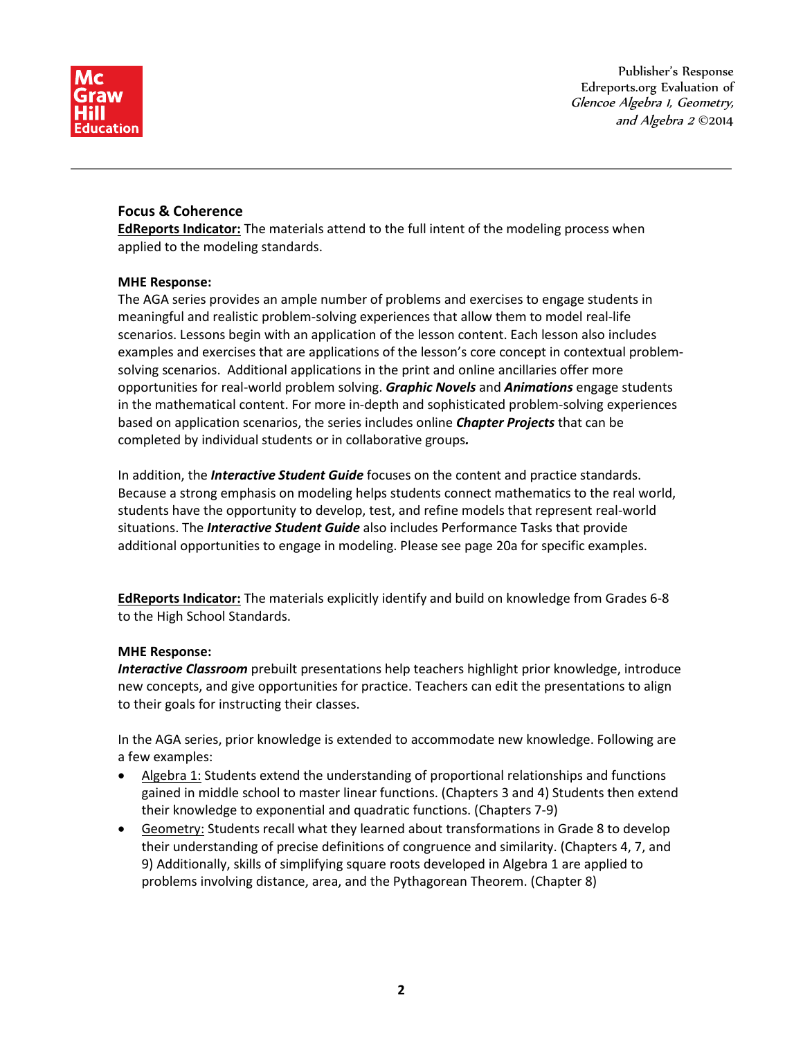## Focus & Coherence

<u>**EdReports Indicator:**</u> The materials attend to the full intent of the modeling process when applied to the modeling standards.

**MHE Response:**

The AGA series provides an ample number of problems and exercises to engage students in meaningful and realistic problem-solving experiences that allow them to model real-life scenarios. Lessons begin with an application of the lesson content. Each lesson also includes examples and exercises that are applications of the lesson's core concept in contextual problem-solving scenarios. Additional applications in the print and online ancillaries offer more opportunities for real-world problem solving. ***Graphic Novels*** and ***Animations*** engage students in the mathematical content. For more in-depth and sophisticated problem-solving experiences based on application scenarios, the series includes online ***Chapter Projects*** that can be completed by individual students or in collaborative groups***.***

In addition, the ***Interactive Student Guide*** focuses on the content and practice standards. Because a strong emphasis on modeling helps students connect mathematics to the real world, students have the opportunity to develop, test, and refine models that represent real-world situations. The ***Interactive Student Guide*** also includes Performance Tasks that provide additional opportunities to engage in modeling. Please see page 20a for specific examples.

<u>**EdReports Indicator:**</u> The materials explicitly identify and build on knowledge from Grades 6-8 to the High School Standards.

**MHE Response:**

***Interactive Classroom*** prebuilt presentations help teachers highlight prior knowledge, introduce new concepts, and give opportunities for practice. Teachers can edit the presentations to align to their goals for instructing their classes.

In the AGA series, prior knowledge is extended to accommodate new knowledge. Following are a few examples:

- <u>Algebra 1:</u> Students extend the understanding of proportional relationships and functions gained in middle school to master linear functions. (Chapters 3 and 4) Students then extend their knowledge to exponential and quadratic functions. (Chapters 7-9)
- <u>Geometry:</u> Students recall what they learned about transformations in Grade 8 to develop their understanding of precise definitions of congruence and similarity. (Chapters 4, 7, and 9) Additionally, skills of simplifying square roots developed in Algebra 1 are applied to problems involving distance, area, and the Pythagorean Theorem. (Chapter 8)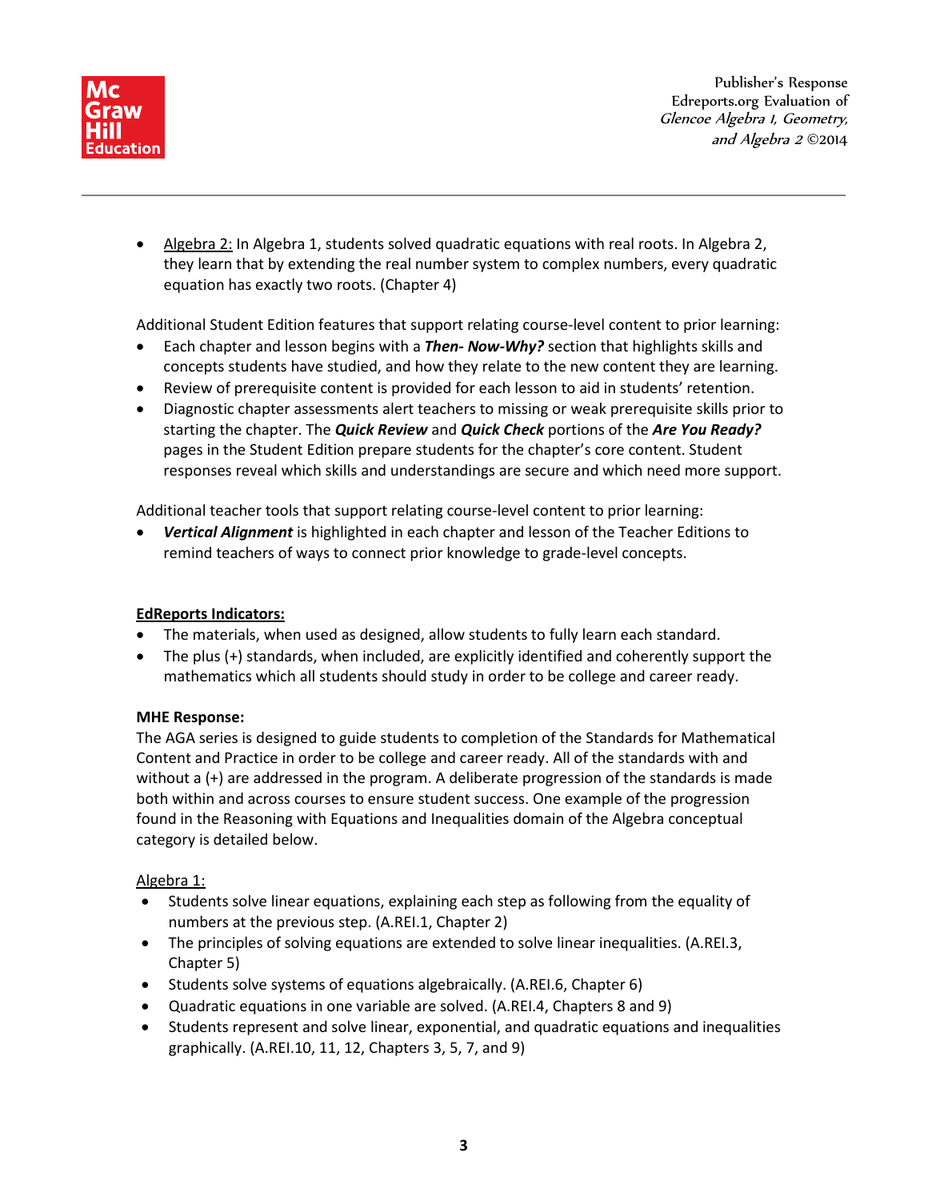- Algebra 2: In Algebra 1, students solved quadratic equations with real roots. In Algebra 2, they learn that by extending the real number system to complex numbers, every quadratic equation has exactly two roots. (Chapter 4)

Additional Student Edition features that support relating course-level content to prior learning:

- Each chapter and lesson begins with a ***Then- Now-Why?*** section that highlights skills and concepts students have studied, and how they relate to the new content they are learning.
- Review of prerequisite content is provided for each lesson to aid in students' retention.
- Diagnostic chapter assessments alert teachers to missing or weak prerequisite skills prior to starting the chapter. The ***Quick Review*** and ***Quick Check*** portions of the ***Are You Ready?*** pages in the Student Edition prepare students for the chapter's core content. Student responses reveal which skills and understandings are secure and which need more support.

Additional teacher tools that support relating course-level content to prior learning:

- ***Vertical Alignment*** is highlighted in each chapter and lesson of the Teacher Editions to remind teachers of ways to connect prior knowledge to grade-level concepts.

**EdReports Indicators:**

- The materials, when used as designed, allow students to fully learn each standard.
- The plus (+) standards, when included, are explicitly identified and coherently support the mathematics which all students should study in order to be college and career ready.

**MHE Response:**

The AGA series is designed to guide students to completion of the Standards for Mathematical Content and Practice in order to be college and career ready. All of the standards with and without a (+) are addressed in the program. A deliberate progression of the standards is made both within and across courses to ensure student success. One example of the progression found in the Reasoning with Equations and Inequalities domain of the Algebra conceptual category is detailed below.

Algebra 1:

- Students solve linear equations, explaining each step as following from the equality of numbers at the previous step. (A.REI.1, Chapter 2)
- The principles of solving equations are extended to solve linear inequalities. (A.REI.3, Chapter 5)
- Students solve systems of equations algebraically. (A.REI.6, Chapter 6)
- Quadratic equations in one variable are solved. (A.REI.4, Chapters 8 and 9)
- Students represent and solve linear, exponential, and quadratic equations and inequalities graphically. (A.REI.10, 11, 12, Chapters 3, 5, 7, and 9)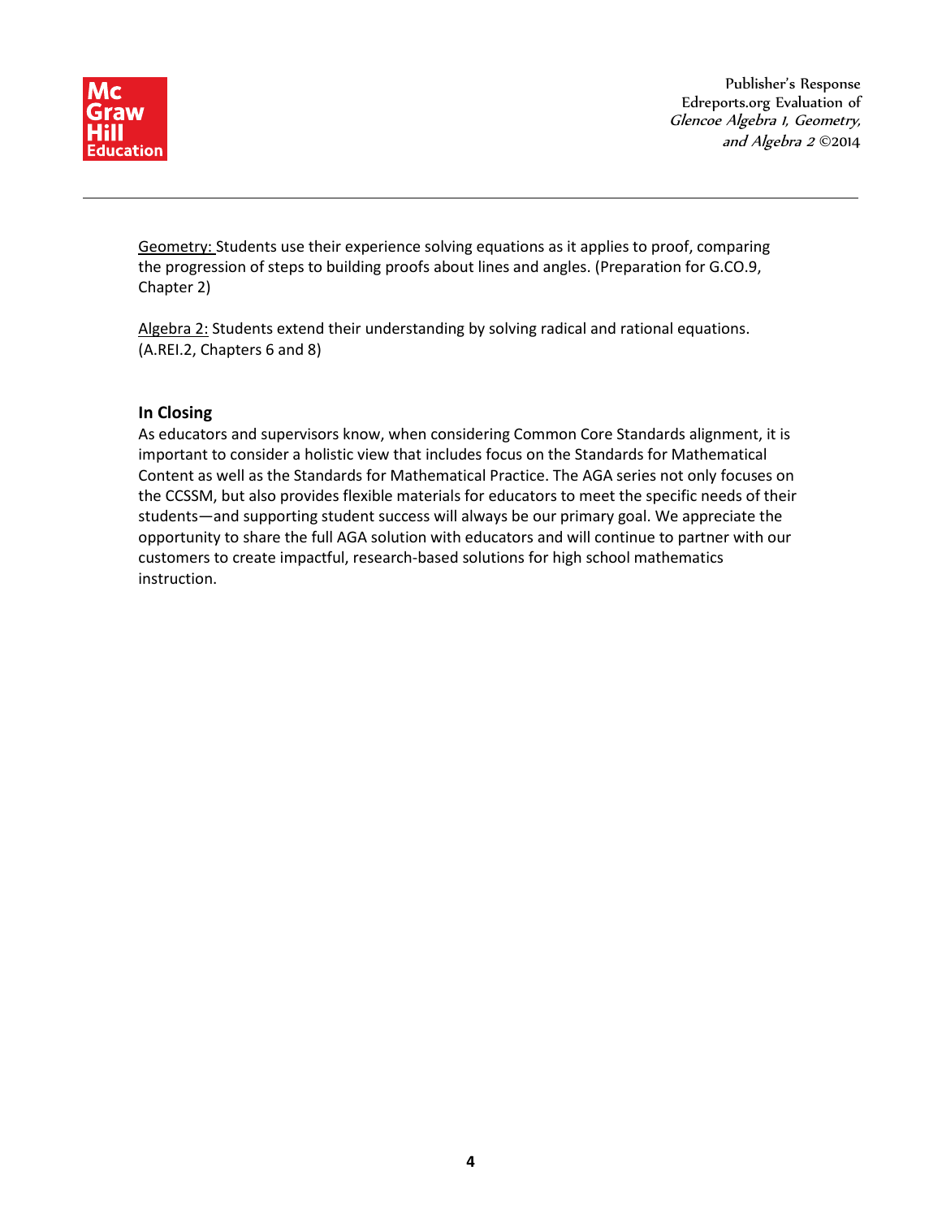<u>Geometry:</u> Students use their experience solving equations as it applies to proof, comparing the progression of steps to building proofs about lines and angles. (Preparation for G.CO.9, Chapter 2)

<u>Algebra 2:</u> Students extend their understanding by solving radical and rational equations. (A.REI.2, Chapters 6 and 8)

### In Closing

As educators and supervisors know, when considering Common Core Standards alignment, it is important to consider a holistic view that includes focus on the Standards for Mathematical Content as well as the Standards for Mathematical Practice. The AGA series not only focuses on the CCSSM, but also provides flexible materials for educators to meet the specific needs of their students—and supporting student success will always be our primary goal. We appreciate the opportunity to share the full AGA solution with educators and will continue to partner with our customers to create impactful, research-based solutions for high school mathematics instruction.